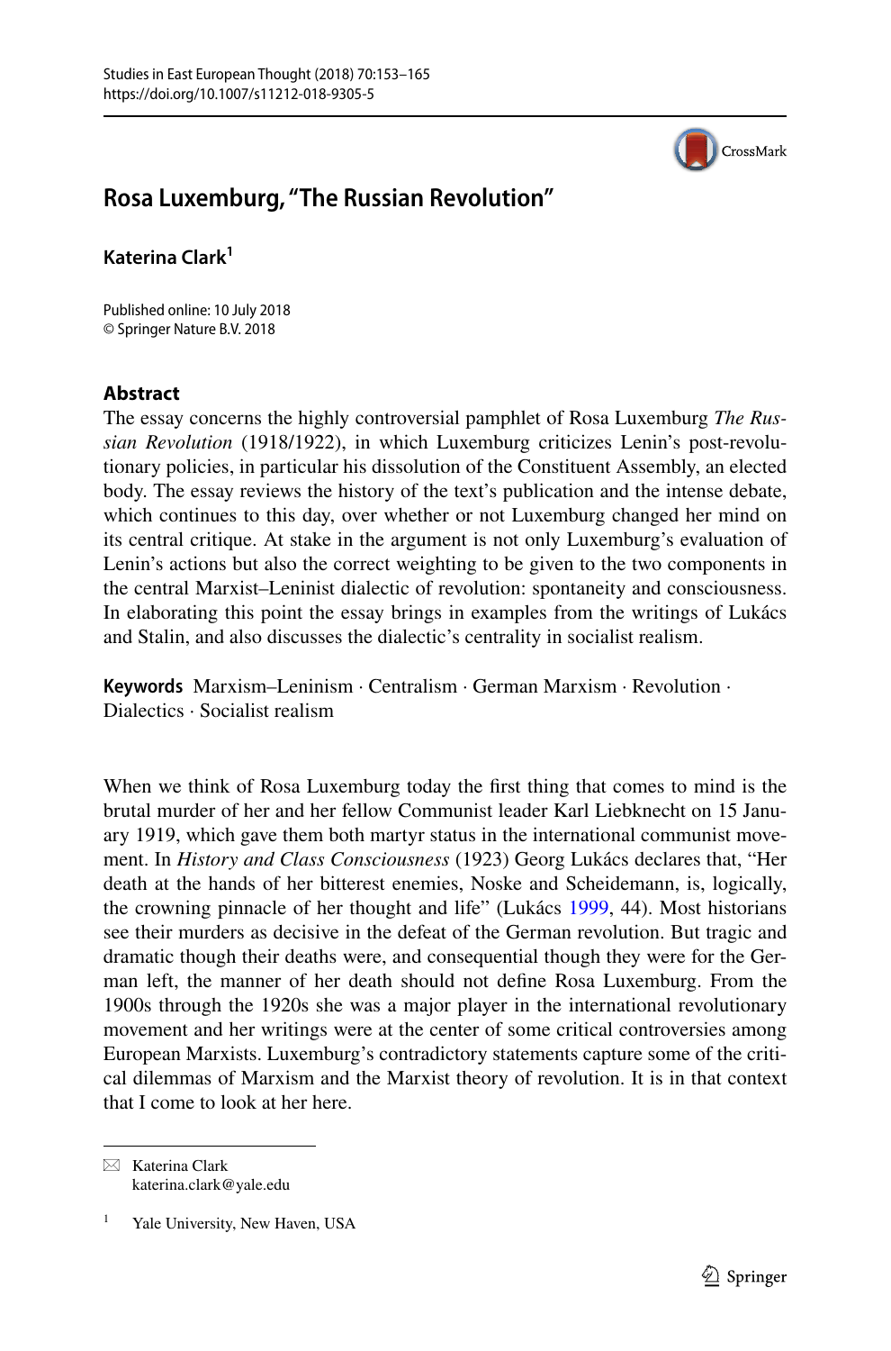# Rosa Luxemburg, "The Russian Revolution"

**Katerina Clark**[1]

Published online: 10 July 2018
© Springer Nature B.V. 2018

## Abstract

The essay concerns the highly controversial pamphlet of Rosa Luxemburg *The Russian Revolution* (1918/1922), in which Luxemburg criticizes Lenin's post-revolutionary policies, in particular his dissolution of the Constituent Assembly, an elected body. The essay reviews the history of the text's publication and the intense debate, which continues to this day, over whether or not Luxemburg changed her mind on its central critique. At stake in the argument is not only Luxemburg's evaluation of Lenin's actions but also the correct weighting to be given to the two components in the central Marxist–Leninist dialectic of revolution: spontaneity and consciousness. In elaborating this point the essay brings in examples from the writings of Lukács and Stalin, and also discusses the dialectic's centrality in socialist realism.

**Keywords** Marxism–Leninism · Centralism · German Marxism · Revolution · Dialectics · Socialist realism

When we think of Rosa Luxemburg today the first thing that comes to mind is the brutal murder of her and her fellow Communist leader Karl Liebknecht on 15 January 1919, which gave them both martyr status in the international communist movement. In *History and Class Consciousness* (1923) Georg Lukács declares that, "Her death at the hands of her bitterest enemies, Noske and Scheidemann, is, logically, the crowning pinnacle of her thought and life" (Lukács 1999, 44). Most historians see their murders as decisive in the defeat of the German revolution. But tragic and dramatic though their deaths were, and consequential though they were for the German left, the manner of her death should not define Rosa Luxemburg. From the 1900s through the 1920s she was a major player in the international revolutionary movement and her writings were at the center of some critical controversies among European Marxists. Luxemburg's contradictory statements capture some of the critical dilemmas of Marxism and the Marxist theory of revolution. It is in that context that I come to look at her here.

---

Katerina Clark
katerina.clark@yale.edu

[1] Yale University, New Haven, USA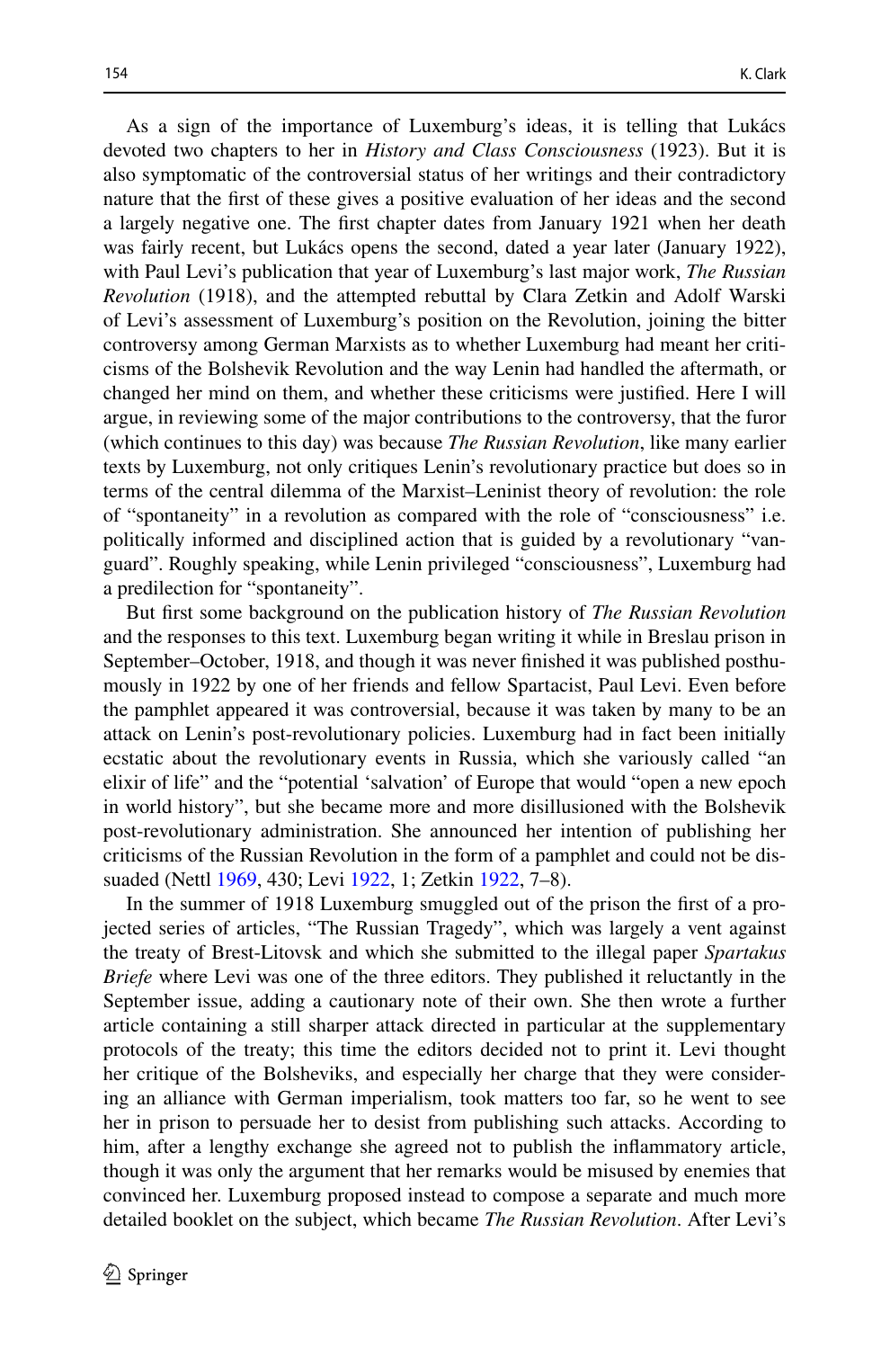As a sign of the importance of Luxemburg's ideas, it is telling that Lukács devoted two chapters to her in *History and Class Consciousness* (1923). But it is also symptomatic of the controversial status of her writings and their contradictory nature that the first of these gives a positive evaluation of her ideas and the second a largely negative one. The first chapter dates from January 1921 when her death was fairly recent, but Lukács opens the second, dated a year later (January 1922), with Paul Levi's publication that year of Luxemburg's last major work, *The Russian Revolution* (1918), and the attempted rebuttal by Clara Zetkin and Adolf Warski of Levi's assessment of Luxemburg's position on the Revolution, joining the bitter controversy among German Marxists as to whether Luxemburg had meant her criticisms of the Bolshevik Revolution and the way Lenin had handled the aftermath, or changed her mind on them, and whether these criticisms were justified. Here I will argue, in reviewing some of the major contributions to the controversy, that the furor (which continues to this day) was because *The Russian Revolution*, like many earlier texts by Luxemburg, not only critiques Lenin's revolutionary practice but does so in terms of the central dilemma of the Marxist–Leninist theory of revolution: the role of "spontaneity" in a revolution as compared with the role of "consciousness" i.e. politically informed and disciplined action that is guided by a revolutionary "vanguard". Roughly speaking, while Lenin privileged "consciousness", Luxemburg had a predilection for "spontaneity".

But first some background on the publication history of *The Russian Revolution* and the responses to this text. Luxemburg began writing it while in Breslau prison in September–October, 1918, and though it was never finished it was published posthumously in 1922 by one of her friends and fellow Spartacist, Paul Levi. Even before the pamphlet appeared it was controversial, because it was taken by many to be an attack on Lenin's post-revolutionary policies. Luxemburg had in fact been initially ecstatic about the revolutionary events in Russia, which she variously called "an elixir of life" and the "potential 'salvation' of Europe that would "open a new epoch in world history", but she became more and more disillusioned with the Bolshevik post-revolutionary administration. She announced her intention of publishing her criticisms of the Russian Revolution in the form of a pamphlet and could not be dissuaded (Nettl 1969, 430; Levi 1922, 1; Zetkin 1922, 7–8).

In the summer of 1918 Luxemburg smuggled out of the prison the first of a projected series of articles, "The Russian Tragedy", which was largely a vent against the treaty of Brest-Litovsk and which she submitted to the illegal paper *Spartakus Briefe* where Levi was one of the three editors. They published it reluctantly in the September issue, adding a cautionary note of their own. She then wrote a further article containing a still sharper attack directed in particular at the supplementary protocols of the treaty; this time the editors decided not to print it. Levi thought her critique of the Bolsheviks, and especially her charge that they were considering an alliance with German imperialism, took matters too far, so he went to see her in prison to persuade her to desist from publishing such attacks. According to him, after a lengthy exchange she agreed not to publish the inflammatory article, though it was only the argument that her remarks would be misused by enemies that convinced her. Luxemburg proposed instead to compose a separate and much more detailed booklet on the subject, which became *The Russian Revolution*. After Levi's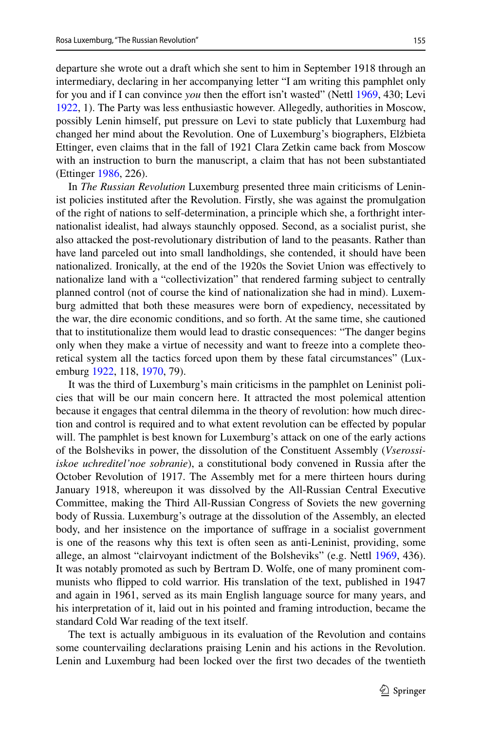departure she wrote out a draft which she sent to him in September 1918 through an intermediary, declaring in her accompanying letter "I am writing this pamphlet only for you and if I can convince *you* then the effort isn't wasted" (Nettl 1969, 430; Levi 1922, 1). The Party was less enthusiastic however. Allegedly, authorities in Moscow, possibly Lenin himself, put pressure on Levi to state publicly that Luxemburg had changed her mind about the Revolution. One of Luxemburg's biographers, Elżbieta Ettinger, even claims that in the fall of 1921 Clara Zetkin came back from Moscow with an instruction to burn the manuscript, a claim that has not been substantiated (Ettinger 1986, 226).

In *The Russian Revolution* Luxemburg presented three main criticisms of Leninist policies instituted after the Revolution. Firstly, she was against the promulgation of the right of nations to self-determination, a principle which she, a forthright internationalist idealist, had always staunchly opposed. Second, as a socialist purist, she also attacked the post-revolutionary distribution of land to the peasants. Rather than have land parceled out into small landholdings, she contended, it should have been nationalized. Ironically, at the end of the 1920s the Soviet Union was effectively to nationalize land with a "collectivization" that rendered farming subject to centrally planned control (not of course the kind of nationalization she had in mind). Luxemburg admitted that both these measures were born of expediency, necessitated by the war, the dire economic conditions, and so forth. At the same time, she cautioned that to institutionalize them would lead to drastic consequences: "The danger begins only when they make a virtue of necessity and want to freeze into a complete theoretical system all the tactics forced upon them by these fatal circumstances" (Luxemburg 1922, 118, 1970, 79).

It was the third of Luxemburg's main criticisms in the pamphlet on Leninist policies that will be our main concern here. It attracted the most polemical attention because it engages that central dilemma in the theory of revolution: how much direction and control is required and to what extent revolution can be effected by popular will. The pamphlet is best known for Luxemburg's attack on one of the early actions of the Bolsheviks in power, the dissolution of the Constituent Assembly (*Vserossiiskoe uchreditel'noe sobranie*), a constitutional body convened in Russia after the October Revolution of 1917. The Assembly met for a mere thirteen hours during January 1918, whereupon it was dissolved by the All-Russian Central Executive Committee, making the Third All-Russian Congress of Soviets the new governing body of Russia. Luxemburg's outrage at the dissolution of the Assembly, an elected body, and her insistence on the importance of suffrage in a socialist government is one of the reasons why this text is often seen as anti-Leninist, providing, some allege, an almost "clairvoyant indictment of the Bolsheviks" (e.g. Nettl 1969, 436). It was notably promoted as such by Bertram D. Wolfe, one of many prominent communists who flipped to cold warrior. His translation of the text, published in 1947 and again in 1961, served as its main English language source for many years, and his interpretation of it, laid out in his pointed and framing introduction, became the standard Cold War reading of the text itself.

The text is actually ambiguous in its evaluation of the Revolution and contains some countervailing declarations praising Lenin and his actions in the Revolution. Lenin and Luxemburg had been locked over the first two decades of the twentieth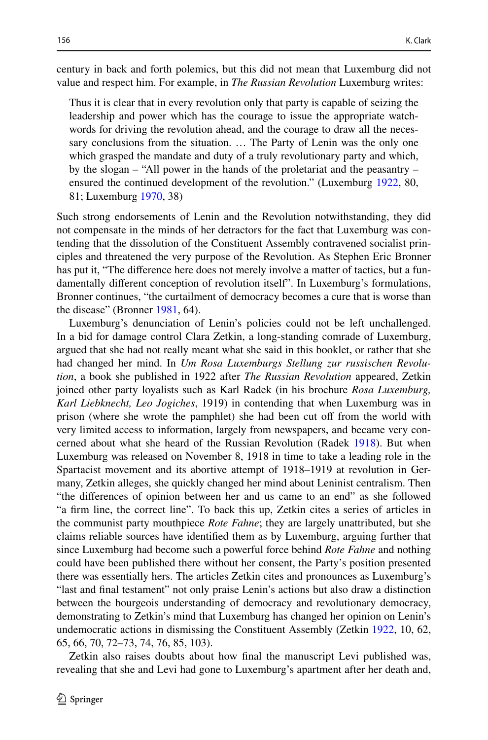century in back and forth polemics, but this did not mean that Luxemburg did not value and respect him. For example, in *The Russian Revolution* Luxemburg writes:

> Thus it is clear that in every revolution only that party is capable of seizing the leadership and power which has the courage to issue the appropriate watchwords for driving the revolution ahead, and the courage to draw all the necessary conclusions from the situation. … The Party of Lenin was the only one which grasped the mandate and duty of a truly revolutionary party and which, by the slogan – "All power in the hands of the proletariat and the peasantry – ensured the continued development of the revolution." (Luxemburg 1922, 80, 81; Luxemburg 1970, 38)

Such strong endorsements of Lenin and the Revolution notwithstanding, they did not compensate in the minds of her detractors for the fact that Luxemburg was contending that the dissolution of the Constituent Assembly contravened socialist principles and threatened the very purpose of the Revolution. As Stephen Eric Bronner has put it, "The difference here does not merely involve a matter of tactics, but a fundamentally different conception of revolution itself". In Luxemburg's formulations, Bronner continues, "the curtailment of democracy becomes a cure that is worse than the disease" (Bronner 1981, 64).

Luxemburg's denunciation of Lenin's policies could not be left unchallenged. In a bid for damage control Clara Zetkin, a long-standing comrade of Luxemburg, argued that she had not really meant what she said in this booklet, or rather that she had changed her mind. In *Um Rosa Luxemburgs Stellung zur russischen Revolution*, a book she published in 1922 after *The Russian Revolution* appeared, Zetkin joined other party loyalists such as Karl Radek (in his brochure *Rosa Luxemburg, Karl Liebknecht, Leo Jogiches*, 1919) in contending that when Luxemburg was in prison (where she wrote the pamphlet) she had been cut off from the world with very limited access to information, largely from newspapers, and became very concerned about what she heard of the Russian Revolution (Radek 1918). But when Luxemburg was released on November 8, 1918 in time to take a leading role in the Spartacist movement and its abortive attempt of 1918–1919 at revolution in Germany, Zetkin alleges, she quickly changed her mind about Leninist centralism. Then "the differences of opinion between her and us came to an end" as she followed "a firm line, the correct line". To back this up, Zetkin cites a series of articles in the communist party mouthpiece *Rote Fahne*; they are largely unattributed, but she claims reliable sources have identified them as by Luxemburg, arguing further that since Luxemburg had become such a powerful force behind *Rote Fahne* and nothing could have been published there without her consent, the Party's position presented there was essentially hers. The articles Zetkin cites and pronounces as Luxemburg's "last and final testament" not only praise Lenin's actions but also draw a distinction between the bourgeois understanding of democracy and revolutionary democracy, demonstrating to Zetkin's mind that Luxemburg has changed her opinion on Lenin's undemocratic actions in dismissing the Constituent Assembly (Zetkin 1922, 10, 62, 65, 66, 70, 72–73, 74, 76, 85, 103).

Zetkin also raises doubts about how final the manuscript Levi published was, revealing that she and Levi had gone to Luxemburg's apartment after her death and,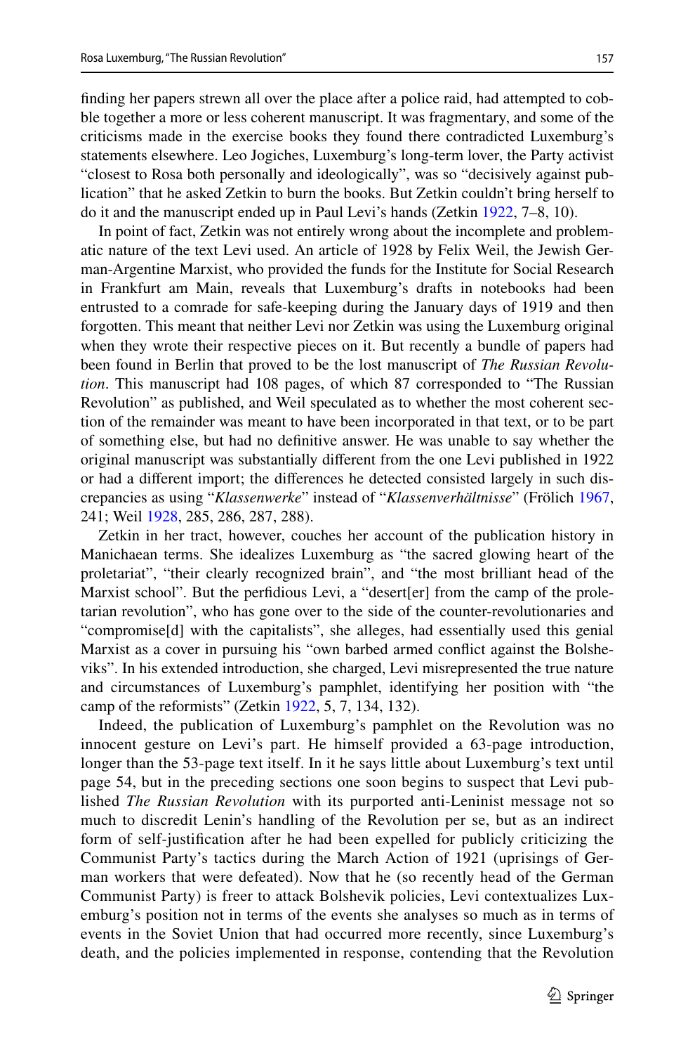finding her papers strewn all over the place after a police raid, had attempted to cobble together a more or less coherent manuscript. It was fragmentary, and some of the criticisms made in the exercise books they found there contradicted Luxemburg's statements elsewhere. Leo Jogiches, Luxemburg's long-term lover, the Party activist "closest to Rosa both personally and ideologically", was so "decisively against publication" that he asked Zetkin to burn the books. But Zetkin couldn't bring herself to do it and the manuscript ended up in Paul Levi's hands (Zetkin 1922, 7–8, 10).

In point of fact, Zetkin was not entirely wrong about the incomplete and problematic nature of the text Levi used. An article of 1928 by Felix Weil, the Jewish German-Argentine Marxist, who provided the funds for the Institute for Social Research in Frankfurt am Main, reveals that Luxemburg's drafts in notebooks had been entrusted to a comrade for safe-keeping during the January days of 1919 and then forgotten. This meant that neither Levi nor Zetkin was using the Luxemburg original when they wrote their respective pieces on it. But recently a bundle of papers had been found in Berlin that proved to be the lost manuscript of *The Russian Revolution*. This manuscript had 108 pages, of which 87 corresponded to "The Russian Revolution" as published, and Weil speculated as to whether the most coherent section of the remainder was meant to have been incorporated in that text, or to be part of something else, but had no definitive answer. He was unable to say whether the original manuscript was substantially different from the one Levi published in 1922 or had a different import; the differences he detected consisted largely in such discrepancies as using "*Klassenwerke*" instead of "*Klassenverhältnisse*" (Frölich 1967, 241; Weil 1928, 285, 286, 287, 288).

Zetkin in her tract, however, couches her account of the publication history in Manichaean terms. She idealizes Luxemburg as "the sacred glowing heart of the proletariat", "their clearly recognized brain", and "the most brilliant head of the Marxist school". But the perfidious Levi, a "desert[er] from the camp of the proletarian revolution", who has gone over to the side of the counter-revolutionaries and "compromise[d] with the capitalists", she alleges, had essentially used this genial Marxist as a cover in pursuing his "own barbed armed conflict against the Bolsheviks". In his extended introduction, she charged, Levi misrepresented the true nature and circumstances of Luxemburg's pamphlet, identifying her position with "the camp of the reformists" (Zetkin 1922, 5, 7, 134, 132).

Indeed, the publication of Luxemburg's pamphlet on the Revolution was no innocent gesture on Levi's part. He himself provided a 63-page introduction, longer than the 53-page text itself. In it he says little about Luxemburg's text until page 54, but in the preceding sections one soon begins to suspect that Levi published *The Russian Revolution* with its purported anti-Leninist message not so much to discredit Lenin's handling of the Revolution per se, but as an indirect form of self-justification after he had been expelled for publicly criticizing the Communist Party's tactics during the March Action of 1921 (uprisings of German workers that were defeated). Now that he (so recently head of the German Communist Party) is freer to attack Bolshevik policies, Levi contextualizes Luxemburg's position not in terms of the events she analyses so much as in terms of events in the Soviet Union that had occurred more recently, since Luxemburg's death, and the policies implemented in response, contending that the Revolution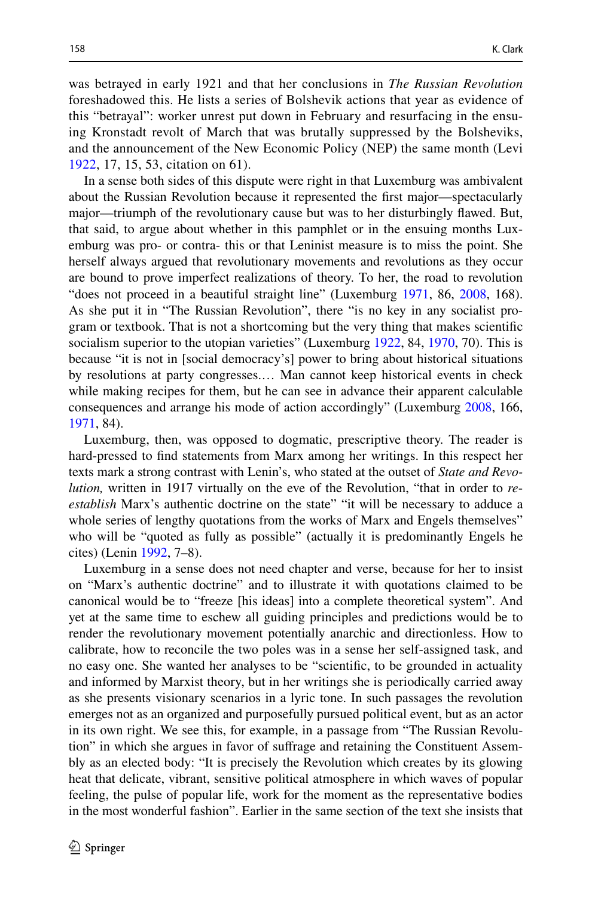was betrayed in early 1921 and that her conclusions in *The Russian Revolution* foreshadowed this. He lists a series of Bolshevik actions that year as evidence of this "betrayal": worker unrest put down in February and resurfacing in the ensuing Kronstadt revolt of March that was brutally suppressed by the Bolsheviks, and the announcement of the New Economic Policy (NEP) the same month (Levi 1922, 17, 15, 53, citation on 61).

In a sense both sides of this dispute were right in that Luxemburg was ambivalent about the Russian Revolution because it represented the first major—spectacularly major—triumph of the revolutionary cause but was to her disturbingly flawed. But, that said, to argue about whether in this pamphlet or in the ensuing months Luxemburg was pro- or contra- this or that Leninist measure is to miss the point. She herself always argued that revolutionary movements and revolutions as they occur are bound to prove imperfect realizations of theory. To her, the road to revolution "does not proceed in a beautiful straight line" (Luxemburg 1971, 86, 2008, 168). As she put it in "The Russian Revolution", there "is no key in any socialist program or textbook. That is not a shortcoming but the very thing that makes scientific socialism superior to the utopian varieties" (Luxemburg 1922, 84, 1970, 70). This is because "it is not in [social democracy's] power to bring about historical situations by resolutions at party congresses.… Man cannot keep historical events in check while making recipes for them, but he can see in advance their apparent calculable consequences and arrange his mode of action accordingly" (Luxemburg 2008, 166, 1971, 84).

Luxemburg, then, was opposed to dogmatic, prescriptive theory. The reader is hard-pressed to find statements from Marx among her writings. In this respect her texts mark a strong contrast with Lenin's, who stated at the outset of *State and Revolution,* written in 1917 virtually on the eve of the Revolution, "that in order to *re-establish* Marx's authentic doctrine on the state" "it will be necessary to adduce a whole series of lengthy quotations from the works of Marx and Engels themselves" who will be "quoted as fully as possible" (actually it is predominantly Engels he cites) (Lenin 1992, 7–8).

Luxemburg in a sense does not need chapter and verse, because for her to insist on "Marx's authentic doctrine" and to illustrate it with quotations claimed to be canonical would be to "freeze [his ideas] into a complete theoretical system". And yet at the same time to eschew all guiding principles and predictions would be to render the revolutionary movement potentially anarchic and directionless. How to calibrate, how to reconcile the two poles was in a sense her self-assigned task, and no easy one. She wanted her analyses to be "scientific, to be grounded in actuality and informed by Marxist theory, but in her writings she is periodically carried away as she presents visionary scenarios in a lyric tone. In such passages the revolution emerges not as an organized and purposefully pursued political event, but as an actor in its own right. We see this, for example, in a passage from "The Russian Revolution" in which she argues in favor of suffrage and retaining the Constituent Assembly as an elected body: "It is precisely the Revolution which creates by its glowing heat that delicate, vibrant, sensitive political atmosphere in which waves of popular feeling, the pulse of popular life, work for the moment as the representative bodies in the most wonderful fashion". Earlier in the same section of the text she insists that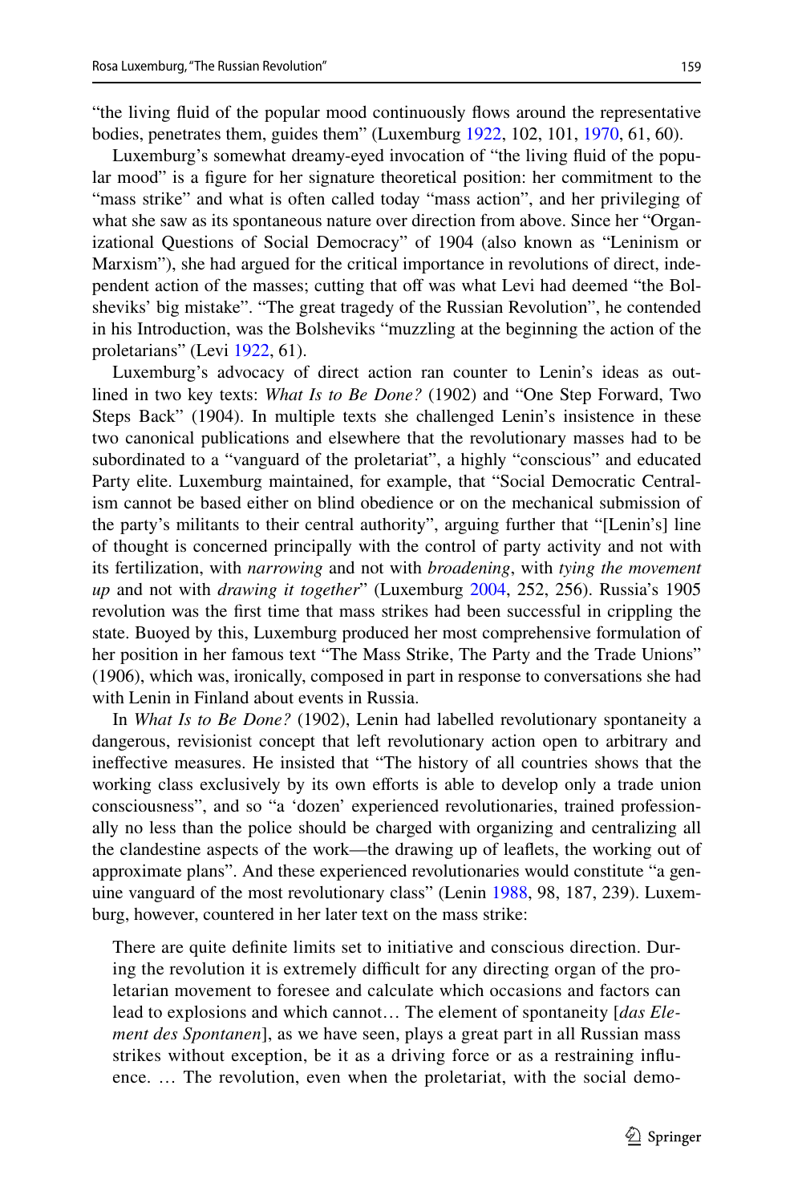"the living fluid of the popular mood continuously flows around the representative bodies, penetrates them, guides them" (Luxemburg 1922, 102, 101, 1970, 61, 60).

Luxemburg's somewhat dreamy-eyed invocation of "the living fluid of the popular mood" is a figure for her signature theoretical position: her commitment to the "mass strike" and what is often called today "mass action", and her privileging of what she saw as its spontaneous nature over direction from above. Since her "Organizational Questions of Social Democracy" of 1904 (also known as "Leninism or Marxism"), she had argued for the critical importance in revolutions of direct, independent action of the masses; cutting that off was what Levi had deemed "the Bolsheviks' big mistake". "The great tragedy of the Russian Revolution", he contended in his Introduction, was the Bolsheviks "muzzling at the beginning the action of the proletarians" (Levi 1922, 61).

Luxemburg's advocacy of direct action ran counter to Lenin's ideas as outlined in two key texts: *What Is to Be Done?* (1902) and "One Step Forward, Two Steps Back" (1904). In multiple texts she challenged Lenin's insistence in these two canonical publications and elsewhere that the revolutionary masses had to be subordinated to a "vanguard of the proletariat", a highly "conscious" and educated Party elite. Luxemburg maintained, for example, that "Social Democratic Centralism cannot be based either on blind obedience or on the mechanical submission of the party's militants to their central authority", arguing further that "[Lenin's] line of thought is concerned principally with the control of party activity and not with its fertilization, with *narrowing* and not with *broadening*, with *tying the movement up* and not with *drawing it together*" (Luxemburg 2004, 252, 256). Russia's 1905 revolution was the first time that mass strikes had been successful in crippling the state. Buoyed by this, Luxemburg produced her most comprehensive formulation of her position in her famous text "The Mass Strike, The Party and the Trade Unions" (1906), which was, ironically, composed in part in response to conversations she had with Lenin in Finland about events in Russia.

In *What Is to Be Done?* (1902), Lenin had labelled revolutionary spontaneity a dangerous, revisionist concept that left revolutionary action open to arbitrary and ineffective measures. He insisted that "The history of all countries shows that the working class exclusively by its own efforts is able to develop only a trade union consciousness", and so "a 'dozen' experienced revolutionaries, trained professionally no less than the police should be charged with organizing and centralizing all the clandestine aspects of the work—the drawing up of leaflets, the working out of approximate plans". And these experienced revolutionaries would constitute "a genuine vanguard of the most revolutionary class" (Lenin 1988, 98, 187, 239). Luxemburg, however, countered in her later text on the mass strike:

> There are quite definite limits set to initiative and conscious direction. During the revolution it is extremely difficult for any directing organ of the proletarian movement to foresee and calculate which occasions and factors can lead to explosions and which cannot… The element of spontaneity [*das Element des Spontanen*], as we have seen, plays a great part in all Russian mass strikes without exception, be it as a driving force or as a restraining influence. … The revolution, even when the proletariat, with the social demo-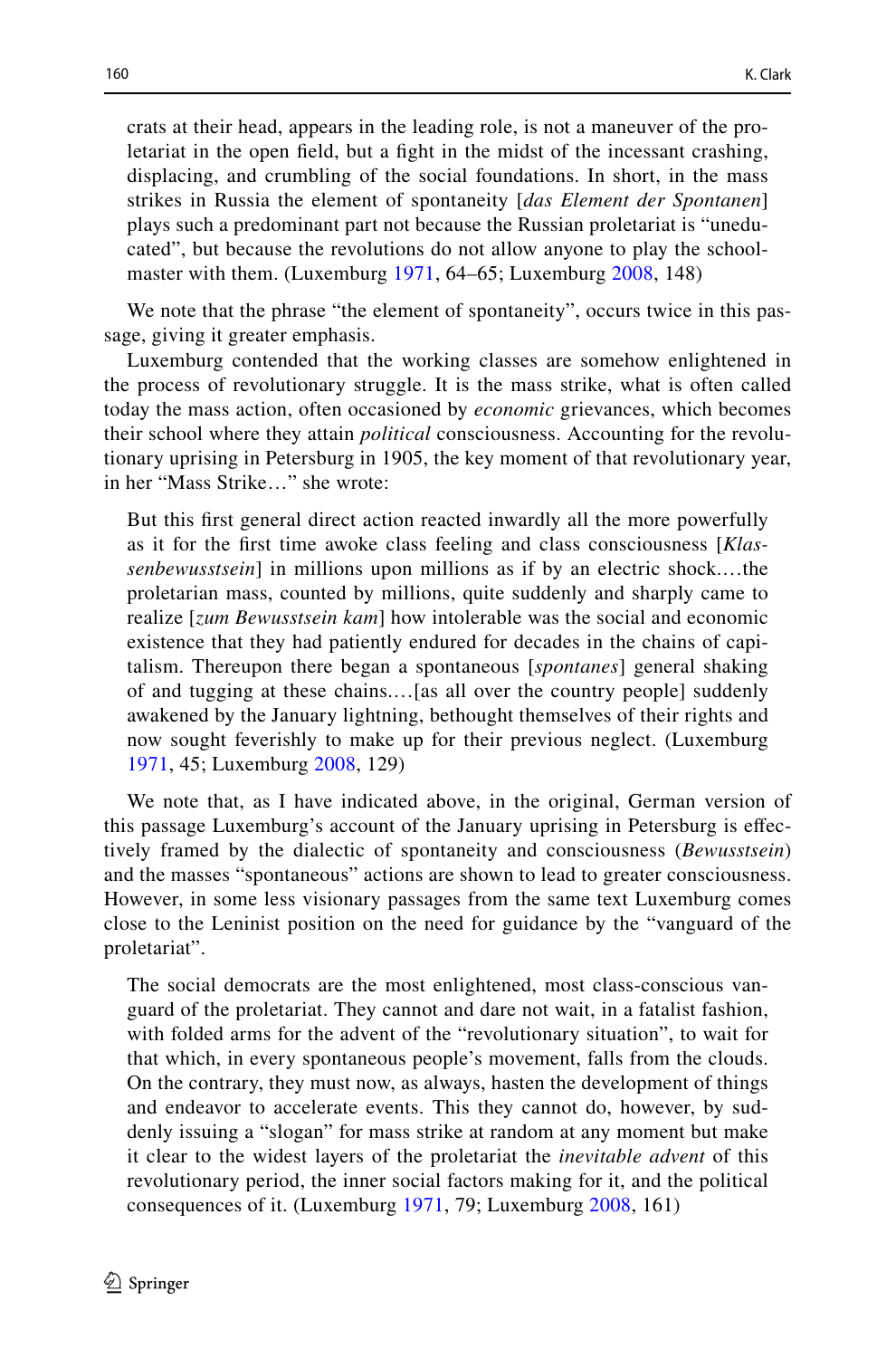crats at their head, appears in the leading role, is not a maneuver of the proletariat in the open field, but a fight in the midst of the incessant crashing, displacing, and crumbling of the social foundations. In short, in the mass strikes in Russia the element of spontaneity [*das Element der Spontanen*] plays such a predominant part not because the Russian proletariat is "uneducated", but because the revolutions do not allow anyone to play the schoolmaster with them. (Luxemburg 1971, 64–65; Luxemburg 2008, 148)

We note that the phrase "the element of spontaneity", occurs twice in this passage, giving it greater emphasis.

Luxemburg contended that the working classes are somehow enlightened in the process of revolutionary struggle. It is the mass strike, what is often called today the mass action, often occasioned by *economic* grievances, which becomes their school where they attain *political* consciousness. Accounting for the revolutionary uprising in Petersburg in 1905, the key moment of that revolutionary year, in her "Mass Strike…" she wrote:

> But this first general direct action reacted inwardly all the more powerfully as it for the first time awoke class feeling and class consciousness [*Klassenbewusstsein*] in millions upon millions as if by an electric shock.…the proletarian mass, counted by millions, quite suddenly and sharply came to realize [*zum Bewusstsein kam*] how intolerable was the social and economic existence that they had patiently endured for decades in the chains of capitalism. Thereupon there began a spontaneous [*spontanes*] general shaking of and tugging at these chains.…[as all over the country people] suddenly awakened by the January lightning, bethought themselves of their rights and now sought feverishly to make up for their previous neglect. (Luxemburg 1971, 45; Luxemburg 2008, 129)

We note that, as I have indicated above, in the original, German version of this passage Luxemburg's account of the January uprising in Petersburg is effectively framed by the dialectic of spontaneity and consciousness (*Bewusstsein*) and the masses "spontaneous" actions are shown to lead to greater consciousness. However, in some less visionary passages from the same text Luxemburg comes close to the Leninist position on the need for guidance by the "vanguard of the proletariat".

> The social democrats are the most enlightened, most class-conscious vanguard of the proletariat. They cannot and dare not wait, in a fatalist fashion, with folded arms for the advent of the "revolutionary situation", to wait for that which, in every spontaneous people's movement, falls from the clouds. On the contrary, they must now, as always, hasten the development of things and endeavor to accelerate events. This they cannot do, however, by suddenly issuing a "slogan" for mass strike at random at any moment but make it clear to the widest layers of the proletariat the *inevitable advent* of this revolutionary period, the inner social factors making for it, and the political consequences of it. (Luxemburg 1971, 79; Luxemburg 2008, 161)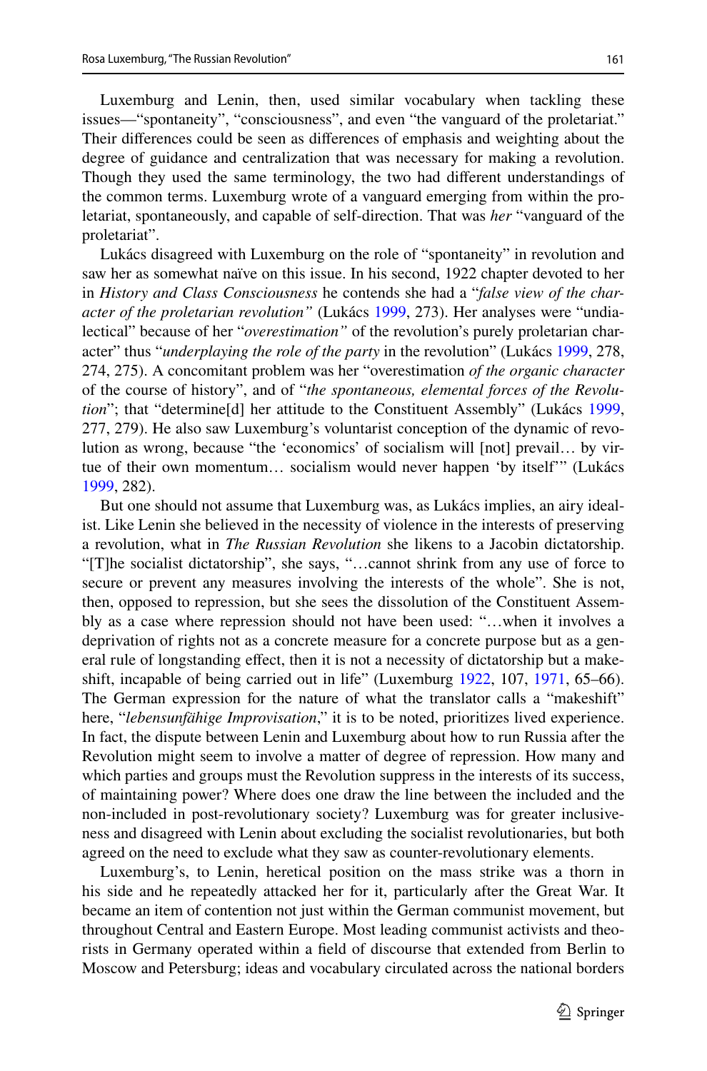Luxemburg and Lenin, then, used similar vocabulary when tackling these issues—"spontaneity", "consciousness", and even "the vanguard of the proletariat." Their differences could be seen as differences of emphasis and weighting about the degree of guidance and centralization that was necessary for making a revolution. Though they used the same terminology, the two had different understandings of the common terms. Luxemburg wrote of a vanguard emerging from within the proletariat, spontaneously, and capable of self-direction. That was *her* "vanguard of the proletariat".

Lukács disagreed with Luxemburg on the role of "spontaneity" in revolution and saw her as somewhat naïve on this issue. In his second, 1922 chapter devoted to her in *History and Class Consciousness* he contends she had a "*false view of the character of the proletarian revolution"* (Lukács 1999, 273). Her analyses were "undialectical" because of her "*overestimation"* of the revolution's purely proletarian character" thus "*underplaying the role of the party* in the revolution" (Lukács 1999, 278, 274, 275). A concomitant problem was her "overestimation *of the organic character* of the course of history", and of "*the spontaneous, elemental forces of the Revolution*"; that "determine[d] her attitude to the Constituent Assembly" (Lukács 1999, 277, 279). He also saw Luxemburg's voluntarist conception of the dynamic of revolution as wrong, because "the 'economics' of socialism will [not] prevail… by virtue of their own momentum… socialism would never happen 'by itself'" (Lukács 1999, 282).

But one should not assume that Luxemburg was, as Lukács implies, an airy idealist. Like Lenin she believed in the necessity of violence in the interests of preserving a revolution, what in *The Russian Revolution* she likens to a Jacobin dictatorship. "[T]he socialist dictatorship", she says, "…cannot shrink from any use of force to secure or prevent any measures involving the interests of the whole". She is not, then, opposed to repression, but she sees the dissolution of the Constituent Assembly as a case where repression should not have been used: "…when it involves a deprivation of rights not as a concrete measure for a concrete purpose but as a general rule of longstanding effect, then it is not a necessity of dictatorship but a makeshift, incapable of being carried out in life" (Luxemburg 1922, 107, 1971, 65–66). The German expression for the nature of what the translator calls a "makeshift" here, "*lebensunfähige Improvisation*," it is to be noted, prioritizes lived experience. In fact, the dispute between Lenin and Luxemburg about how to run Russia after the Revolution might seem to involve a matter of degree of repression. How many and which parties and groups must the Revolution suppress in the interests of its success, of maintaining power? Where does one draw the line between the included and the non-included in post-revolutionary society? Luxemburg was for greater inclusiveness and disagreed with Lenin about excluding the socialist revolutionaries, but both agreed on the need to exclude what they saw as counter-revolutionary elements.

Luxemburg's, to Lenin, heretical position on the mass strike was a thorn in his side and he repeatedly attacked her for it, particularly after the Great War. It became an item of contention not just within the German communist movement, but throughout Central and Eastern Europe. Most leading communist activists and theorists in Germany operated within a field of discourse that extended from Berlin to Moscow and Petersburg; ideas and vocabulary circulated across the national borders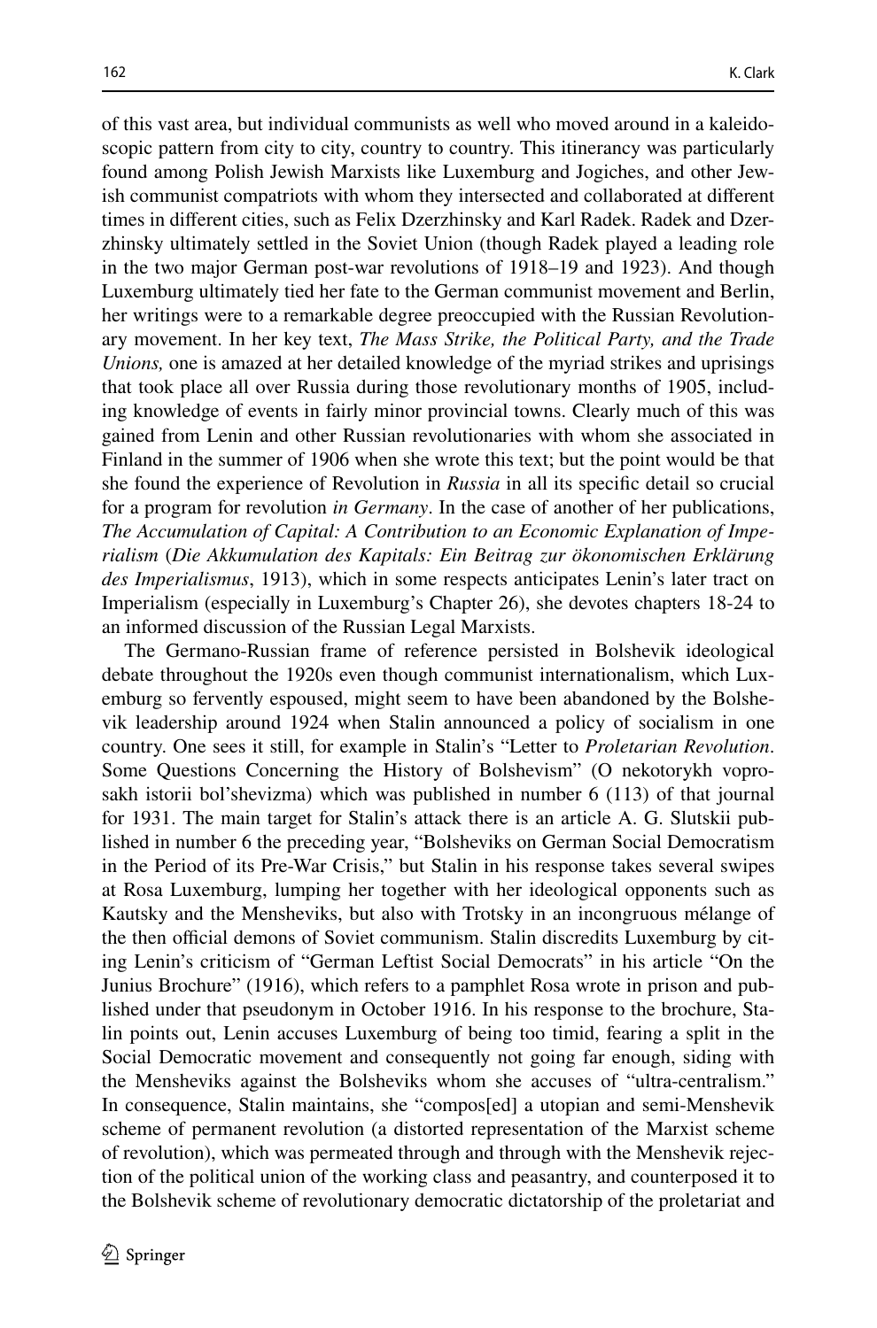of this vast area, but individual communists as well who moved around in a kaleidoscopic pattern from city to city, country to country. This itinerancy was particularly found among Polish Jewish Marxists like Luxemburg and Jogiches, and other Jewish communist compatriots with whom they intersected and collaborated at different times in different cities, such as Felix Dzerzhinsky and Karl Radek. Radek and Dzerzhinsky ultimately settled in the Soviet Union (though Radek played a leading role in the two major German post-war revolutions of 1918–19 and 1923). And though Luxemburg ultimately tied her fate to the German communist movement and Berlin, her writings were to a remarkable degree preoccupied with the Russian Revolutionary movement. In her key text, *The Mass Strike, the Political Party, and the Trade Unions,* one is amazed at her detailed knowledge of the myriad strikes and uprisings that took place all over Russia during those revolutionary months of 1905, including knowledge of events in fairly minor provincial towns. Clearly much of this was gained from Lenin and other Russian revolutionaries with whom she associated in Finland in the summer of 1906 when she wrote this text; but the point would be that she found the experience of Revolution in *Russia* in all its specific detail so crucial for a program for revolution *in Germany*. In the case of another of her publications, *The Accumulation of Capital: A Contribution to an Economic Explanation of Imperialism* (*Die Akkumulation des Kapitals: Ein Beitrag zur ökonomischen Erklärung des Imperialismus*, 1913), which in some respects anticipates Lenin's later tract on Imperialism (especially in Luxemburg's Chapter 26), she devotes chapters 18-24 to an informed discussion of the Russian Legal Marxists.

The Germano-Russian frame of reference persisted in Bolshevik ideological debate throughout the 1920s even though communist internationalism, which Luxemburg so fervently espoused, might seem to have been abandoned by the Bolshevik leadership around 1924 when Stalin announced a policy of socialism in one country. One sees it still, for example in Stalin's "Letter to *Proletarian Revolution*. Some Questions Concerning the History of Bolshevism" (O nekotorykh voprosakh istorii bol'shevizma) which was published in number 6 (113) of that journal for 1931. The main target for Stalin's attack there is an article A. G. Slutskii published in number 6 the preceding year, "Bolsheviks on German Social Democratism in the Period of its Pre-War Crisis," but Stalin in his response takes several swipes at Rosa Luxemburg, lumping her together with her ideological opponents such as Kautsky and the Mensheviks, but also with Trotsky in an incongruous mélange of the then official demons of Soviet communism. Stalin discredits Luxemburg by citing Lenin's criticism of "German Leftist Social Democrats" in his article "On the Junius Brochure" (1916), which refers to a pamphlet Rosa wrote in prison and published under that pseudonym in October 1916. In his response to the brochure, Stalin points out, Lenin accuses Luxemburg of being too timid, fearing a split in the Social Democratic movement and consequently not going far enough, siding with the Mensheviks against the Bolsheviks whom she accuses of "ultra-centralism." In consequence, Stalin maintains, she "compos[ed] a utopian and semi-Menshevik scheme of permanent revolution (a distorted representation of the Marxist scheme of revolution), which was permeated through and through with the Menshevik rejection of the political union of the working class and peasantry, and counterposed it to the Bolshevik scheme of revolutionary democratic dictatorship of the proletariat and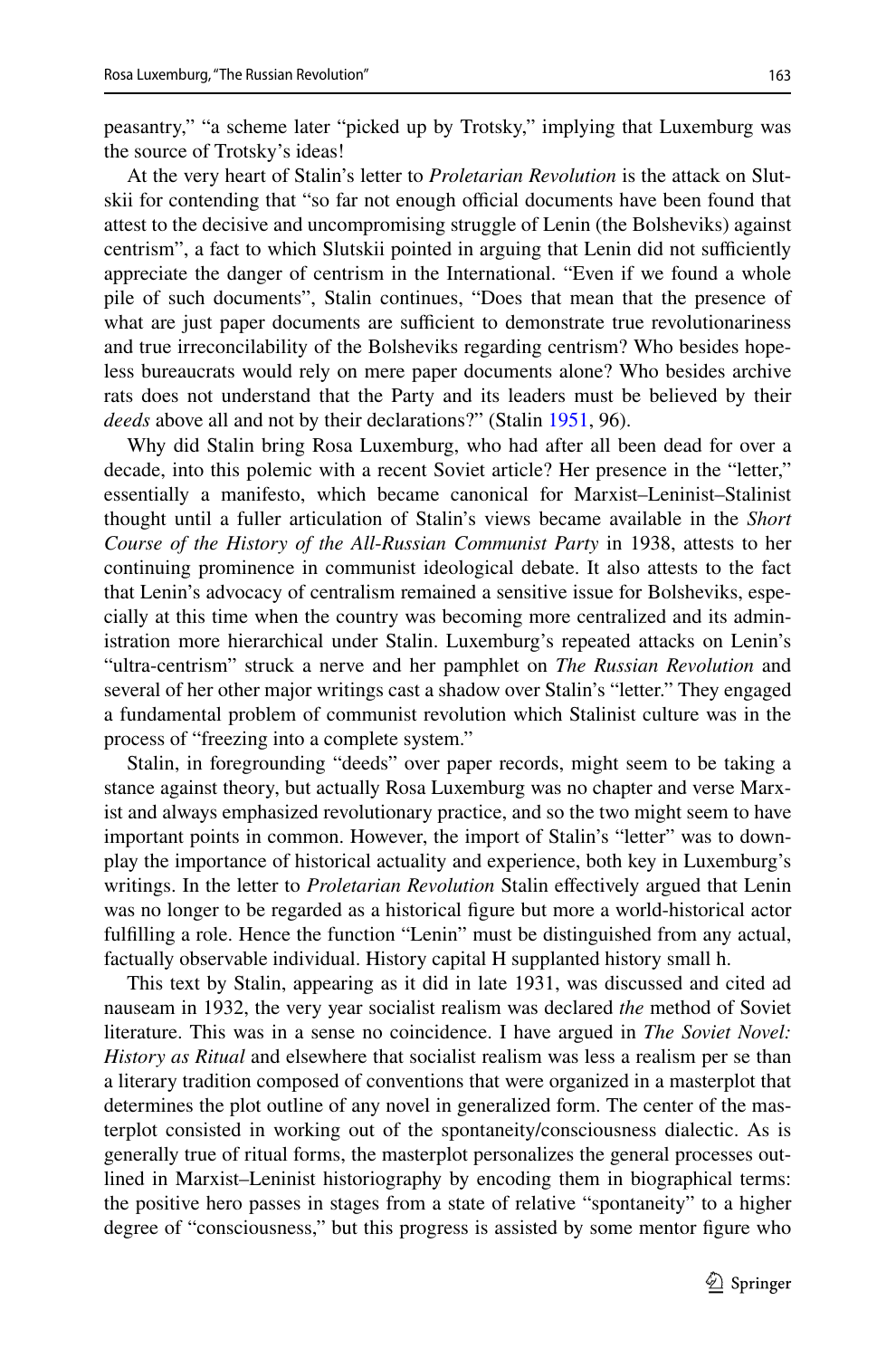peasantry," "a scheme later "picked up by Trotsky," implying that Luxemburg was the source of Trotsky's ideas!

At the very heart of Stalin's letter to *Proletarian Revolution* is the attack on Slutskii for contending that "so far not enough official documents have been found that attest to the decisive and uncompromising struggle of Lenin (the Bolsheviks) against centrism", a fact to which Slutskii pointed in arguing that Lenin did not sufficiently appreciate the danger of centrism in the International. "Even if we found a whole pile of such documents", Stalin continues, "Does that mean that the presence of what are just paper documents are sufficient to demonstrate true revolutionariness and true irreconcilability of the Bolsheviks regarding centrism? Who besides hopeless bureaucrats would rely on mere paper documents alone? Who besides archive rats does not understand that the Party and its leaders must be believed by their *deeds* above all and not by their declarations?" (Stalin 1951, 96).

Why did Stalin bring Rosa Luxemburg, who had after all been dead for over a decade, into this polemic with a recent Soviet article? Her presence in the "letter," essentially a manifesto, which became canonical for Marxist–Leninist–Stalinist thought until a fuller articulation of Stalin's views became available in the *Short Course of the History of the All-Russian Communist Party* in 1938, attests to her continuing prominence in communist ideological debate. It also attests to the fact that Lenin's advocacy of centralism remained a sensitive issue for Bolsheviks, especially at this time when the country was becoming more centralized and its administration more hierarchical under Stalin. Luxemburg's repeated attacks on Lenin's "ultra-centrism" struck a nerve and her pamphlet on *The Russian Revolution* and several of her other major writings cast a shadow over Stalin's "letter." They engaged a fundamental problem of communist revolution which Stalinist culture was in the process of "freezing into a complete system."

Stalin, in foregrounding "deeds" over paper records, might seem to be taking a stance against theory, but actually Rosa Luxemburg was no chapter and verse Marxist and always emphasized revolutionary practice, and so the two might seem to have important points in common. However, the import of Stalin's "letter" was to downplay the importance of historical actuality and experience, both key in Luxemburg's writings. In the letter to *Proletarian Revolution* Stalin effectively argued that Lenin was no longer to be regarded as a historical figure but more a world-historical actor fulfilling a role. Hence the function "Lenin" must be distinguished from any actual, factually observable individual. History capital H supplanted history small h.

This text by Stalin, appearing as it did in late 1931, was discussed and cited ad nauseam in 1932, the very year socialist realism was declared *the* method of Soviet literature. This was in a sense no coincidence. I have argued in *The Soviet Novel: History as Ritual* and elsewhere that socialist realism was less a realism per se than a literary tradition composed of conventions that were organized in a masterplot that determines the plot outline of any novel in generalized form. The center of the masterplot consisted in working out of the spontaneity/consciousness dialectic. As is generally true of ritual forms, the masterplot personalizes the general processes outlined in Marxist–Leninist historiography by encoding them in biographical terms: the positive hero passes in stages from a state of relative "spontaneity" to a higher degree of "consciousness," but this progress is assisted by some mentor figure who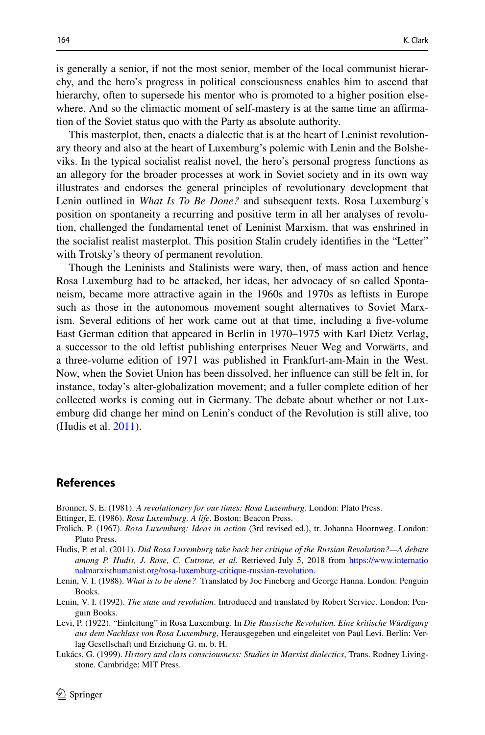is generally a senior, if not the most senior, member of the local communist hierarchy, and the hero's progress in political consciousness enables him to ascend that hierarchy, often to supersede his mentor who is promoted to a higher position elsewhere. And so the climactic moment of self-mastery is at the same time an affirmation of the Soviet status quo with the Party as absolute authority.

This masterplot, then, enacts a dialectic that is at the heart of Leninist revolutionary theory and also at the heart of Luxemburg's polemic with Lenin and the Bolsheviks. In the typical socialist realist novel, the hero's personal progress functions as an allegory for the broader processes at work in Soviet society and in its own way illustrates and endorses the general principles of revolutionary development that Lenin outlined in *What Is To Be Done?* and subsequent texts. Rosa Luxemburg's position on spontaneity a recurring and positive term in all her analyses of revolution, challenged the fundamental tenet of Leninist Marxism, that was enshrined in the socialist realist masterplot. This position Stalin crudely identifies in the "Letter" with Trotsky's theory of permanent revolution.

Though the Leninists and Stalinists were wary, then, of mass action and hence Rosa Luxemburg had to be attacked, her ideas, her advocacy of so called Spontaneism, became more attractive again in the 1960s and 1970s as leftists in Europe such as those in the autonomous movement sought alternatives to Soviet Marxism. Several editions of her work came out at that time, including a five-volume East German edition that appeared in Berlin in 1970–1975 with Karl Dietz Verlag, a successor to the old leftist publishing enterprises Neuer Weg and Vorwärts, and a three-volume edition of 1971 was published in Frankfurt-am-Main in the West. Now, when the Soviet Union has been dissolved, her influence can still be felt in, for instance, today's alter-globalization movement; and a fuller complete edition of her collected works is coming out in Germany. The debate about whether or not Luxemburg did change her mind on Lenin's conduct of the Revolution is still alive, too (Hudis et al. 2011).

## References

Bronner, S. E. (1981). *A revolutionary for our times: Rosa Luxemburg*. London: Plato Press.

Ettinger, E. (1986). *Rosa Luxemburg. A life*. Boston: Beacon Press.

Frölich, P. (1967). *Rosa Luxemburg: Ideas in action* (3rd revised ed.), tr. Johanna Hoornweg. London: Pluto Press.

Hudis, P. et al. (2011). *Did Rosa Luxemburg take back her critique of the Russian Revolution?—A debate among P. Hudis, J. Rose, C. Cutrone, et al.* Retrieved July 5, 2018 from https://www.internationalmarxisthumanist.org/rosa-luxemburg-critique-russian-revolution.

Lenin, V. I. (1988). *What is to be done?* Translated by Joe Fineberg and George Hanna. London: Penguin Books.

Lenin, V. I. (1992). *The state and revolution*. Introduced and translated by Robert Service. London: Penguin Books.

Levi, P. (1922). "Einleitung" in Rosa Luxemburg. In *Die Russische Revolution. Eine kritische Würdigung aus dem Nachlass von Rosa Luxemburg*, Herausgegeben und eingeleitet von Paul Levi. Berlin: Verlag Gesellschaft und Erziehung G. m. b. H.

Lukács, G. (1999). *History and class consciousness: Studies in Marxist dialectics*, Trans. Rodney Livingstone. Cambridge: MIT Press.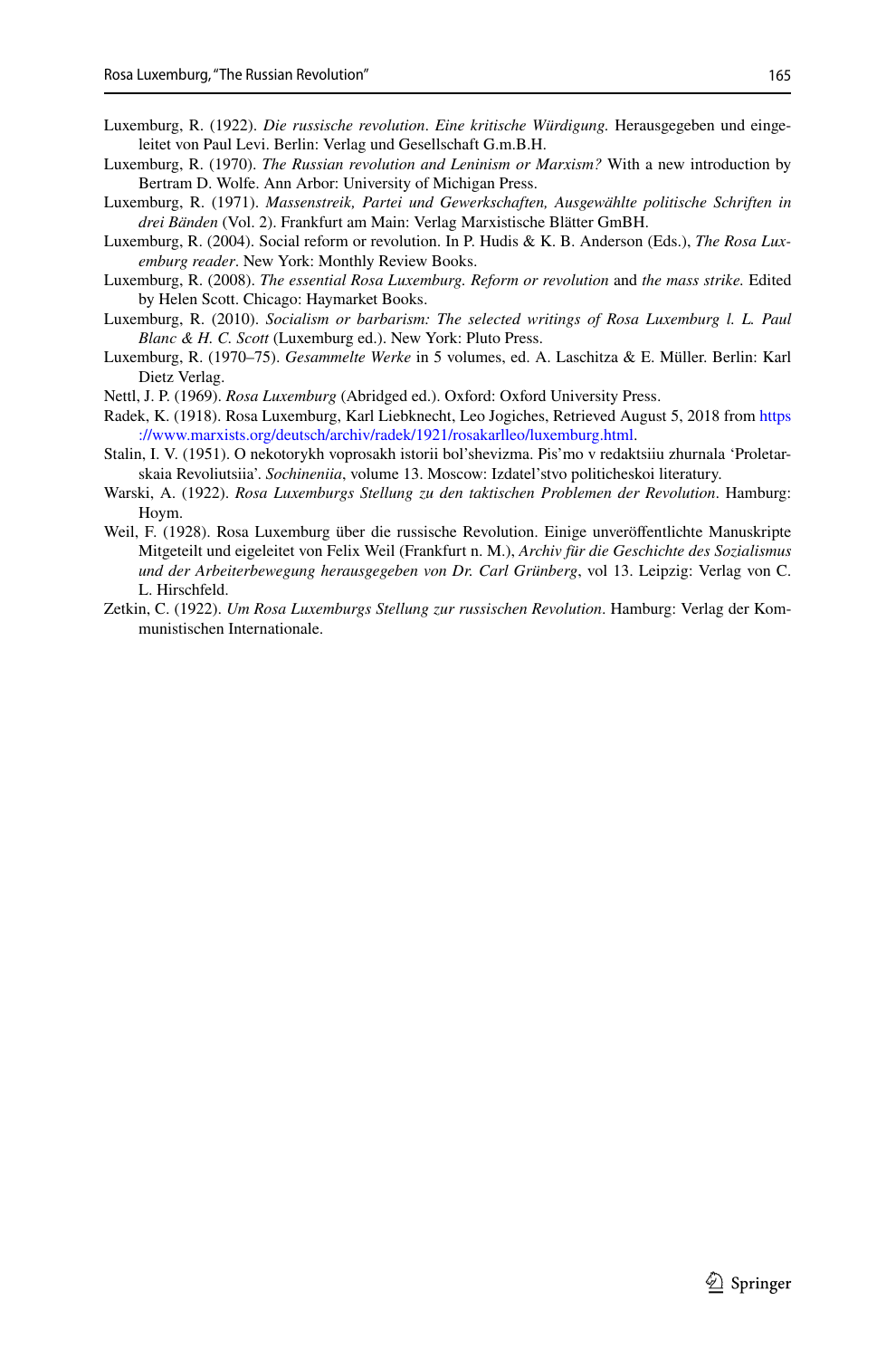Luxemburg, R. (1922). *Die russische revolution*. *Eine kritische Würdigung.* Herausgegeben und eingeleitet von Paul Levi. Berlin: Verlag und Gesellschaft G.m.B.H.

Luxemburg, R. (1970). *The Russian revolution and Leninism or Marxism?* With a new introduction by Bertram D. Wolfe. Ann Arbor: University of Michigan Press.

Luxemburg, R. (1971). *Massenstreik, Partei und Gewerkschaften, Ausgewählte politische Schriften in drei Bänden* (Vol. 2). Frankfurt am Main: Verlag Marxistische Blätter GmbH.

Luxemburg, R. (2004). Social reform or revolution. In P. Hudis & K. B. Anderson (Eds.), *The Rosa Luxemburg reader*. New York: Monthly Review Books.

Luxemburg, R. (2008). *The essential Rosa Luxemburg. Reform or revolution* and *the mass strike.* Edited by Helen Scott. Chicago: Haymarket Books.

Luxemburg, R. (2010). *Socialism or barbarism: The selected writings of Rosa Luxemburg l. L. Paul Blanc & H. C. Scott* (Luxemburg ed.). New York: Pluto Press.

Luxemburg, R. (1970–75). *Gesammelte Werke* in 5 volumes, ed. A. Laschitza & E. Müller. Berlin: Karl Dietz Verlag.

Nettl, J. P. (1969). *Rosa Luxemburg* (Abridged ed.). Oxford: Oxford University Press.

Radek, K. (1918). Rosa Luxemburg, Karl Liebknecht, Leo Jogiches, Retrieved August 5, 2018 from https://www.marxists.org/deutsch/archiv/radek/1921/rosakarlleo/luxemburg.html.

Stalin, I. V. (1951). O nekotorykh voprosakh istorii bol'shevizma. Pis'mo v redaktsiiu zhurnala 'Proletarskaia Revoliutsiia'. *Sochineniia*, volume 13. Moscow: Izdatel'stvo politicheskoi literatury.

Warski, A. (1922). *Rosa Luxemburgs Stellung zu den taktischen Problemen der Revolution*. Hamburg: Hoym.

Weil, F. (1928). Rosa Luxemburg über die russische Revolution. Einige unveröffentlichte Manuskripte Mitgeteilt und eigeleitet von Felix Weil (Frankfurt n. M.), *Archiv für die Geschichte des Sozialismus und der Arbeiterbewegung herausgegeben von Dr. Carl Grünberg*, vol 13. Leipzig: Verlag von C. L. Hirschfeld.

Zetkin, C. (1922). *Um Rosa Luxemburgs Stellung zur russischen Revolution*. Hamburg: Verlag der Kommunistischen Internationale.